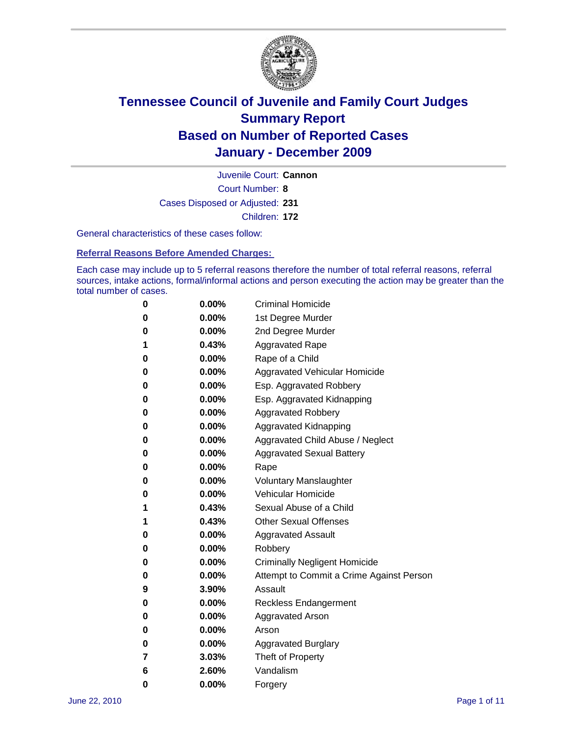# Tennessee Council of Juvenile and Family Court Judges
# Summary Report
# Based on Number of Reported Cases
# January - December 2009

Juvenile Court: **Cannon**

Court Number: **8**

Cases Disposed or Adjusted: **231**

Children: **172**

General characteristics of these cases follow:

**Referral Reasons Before Amended Charges:**

Each case may include up to 5 referral reasons therefore the number of total referral reasons, referral sources, intake actions, formal/informal actions and person executing the action may be greater than the total number of cases.

| | | |
|---|---|---|
| 0 | 0.00% | Criminal Homicide |
| 0 | 0.00% | 1st Degree Murder |
| 0 | 0.00% | 2nd Degree Murder |
| 1 | 0.43% | Aggravated Rape |
| 0 | 0.00% | Rape of a Child |
| 0 | 0.00% | Aggravated Vehicular Homicide |
| 0 | 0.00% | Esp. Aggravated Robbery |
| 0 | 0.00% | Esp. Aggravated Kidnapping |
| 0 | 0.00% | Aggravated Robbery |
| 0 | 0.00% | Aggravated Kidnapping |
| 0 | 0.00% | Aggravated Child Abuse / Neglect |
| 0 | 0.00% | Aggravated Sexual Battery |
| 0 | 0.00% | Rape |
| 0 | 0.00% | Voluntary Manslaughter |
| 0 | 0.00% | Vehicular Homicide |
| 1 | 0.43% | Sexual Abuse of a Child |
| 1 | 0.43% | Other Sexual Offenses |
| 0 | 0.00% | Aggravated Assault |
| 0 | 0.00% | Robbery |
| 0 | 0.00% | Criminally Negligent Homicide |
| 0 | 0.00% | Attempt to Commit a Crime Against Person |
| 9 | 3.90% | Assault |
| 0 | 0.00% | Reckless Endangerment |
| 0 | 0.00% | Aggravated Arson |
| 0 | 0.00% | Arson |
| 0 | 0.00% | Aggravated Burglary |
| 7 | 3.03% | Theft of Property |
| 6 | 2.60% | Vandalism |
| 0 | 0.00% | Forgery |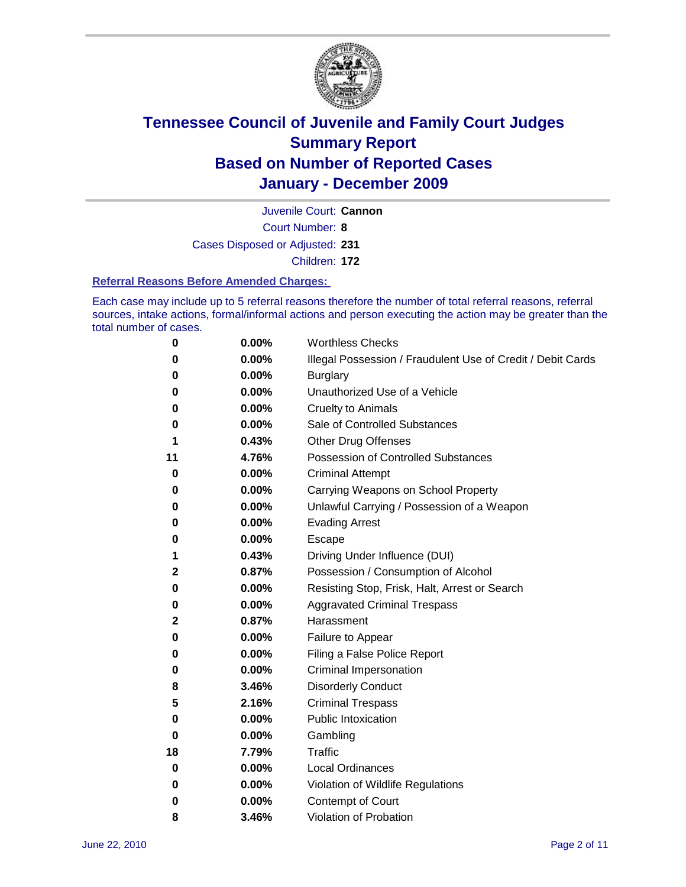# Tennessee Council of Juvenile and Family Court Judges
# Summary Report
# Based on Number of Reported Cases
# January - December 2009

Juvenile Court: **Cannon**
Court Number: **8**
Cases Disposed or Adjusted: **231**
Children: **172**

### Referral Reasons Before Amended Charges:

Each case may include up to 5 referral reasons therefore the number of total referral reasons, referral sources, intake actions, formal/informal actions and person executing the action may be greater than the total number of cases.

| Count | Percent | Referral Reason |
|---|---|---|
| 0 | 0.00% | Worthless Checks |
| 0 | 0.00% | Illegal Possession / Fraudulent Use of Credit / Debit Cards |
| 0 | 0.00% | Burglary |
| 0 | 0.00% | Unauthorized Use of a Vehicle |
| 0 | 0.00% | Cruelty to Animals |
| 0 | 0.00% | Sale of Controlled Substances |
| 1 | 0.43% | Other Drug Offenses |
| 11 | 4.76% | Possession of Controlled Substances |
| 0 | 0.00% | Criminal Attempt |
| 0 | 0.00% | Carrying Weapons on School Property |
| 0 | 0.00% | Unlawful Carrying / Possession of a Weapon |
| 0 | 0.00% | Evading Arrest |
| 0 | 0.00% | Escape |
| 1 | 0.43% | Driving Under Influence (DUI) |
| 2 | 0.87% | Possession / Consumption of Alcohol |
| 0 | 0.00% | Resisting Stop, Frisk, Halt, Arrest or Search |
| 0 | 0.00% | Aggravated Criminal Trespass |
| 2 | 0.87% | Harassment |
| 0 | 0.00% | Failure to Appear |
| 0 | 0.00% | Filing a False Police Report |
| 0 | 0.00% | Criminal Impersonation |
| 8 | 3.46% | Disorderly Conduct |
| 5 | 2.16% | Criminal Trespass |
| 0 | 0.00% | Public Intoxication |
| 0 | 0.00% | Gambling |
| 18 | 7.79% | Traffic |
| 0 | 0.00% | Local Ordinances |
| 0 | 0.00% | Violation of Wildlife Regulations |
| 0 | 0.00% | Contempt of Court |
| 8 | 3.46% | Violation of Probation |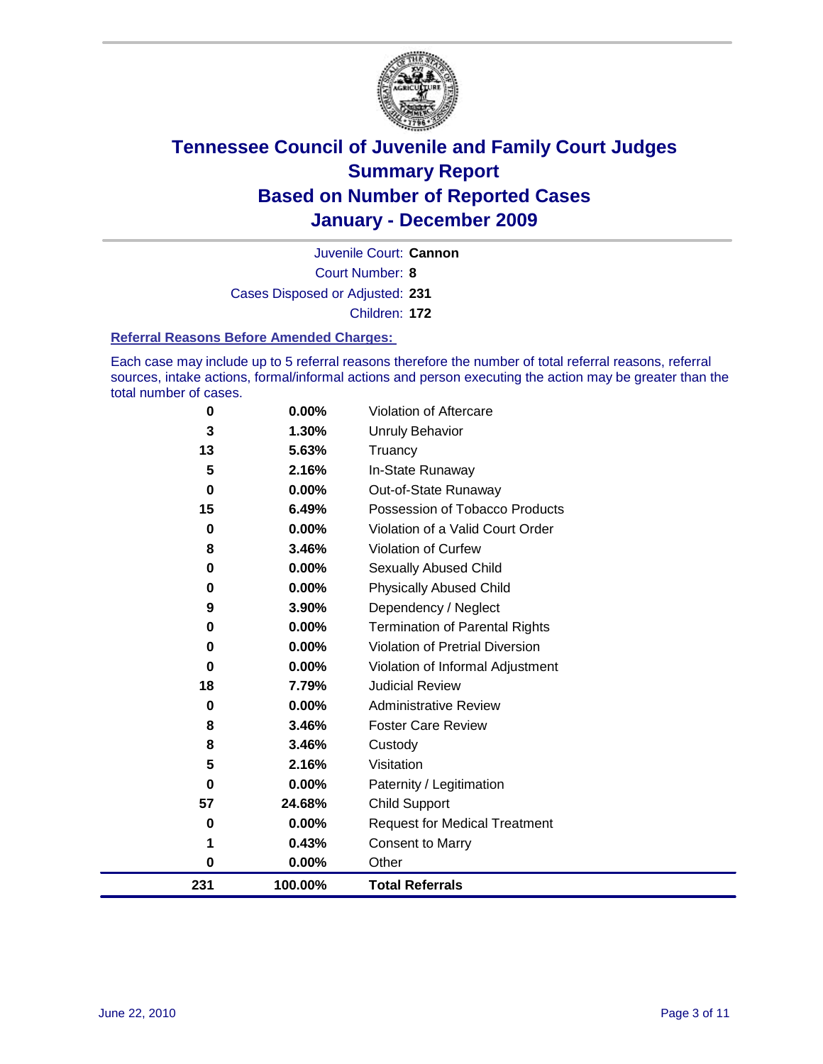# Tennessee Council of Juvenile and Family Court Judges
## Summary Report
## Based on Number of Reported Cases
## January - December 2009

Juvenile Court: **Cannon**

Court Number: **8**

Cases Disposed or Adjusted: **231**

Children: **172**

### Referral Reasons Before Amended Charges:

Each case may include up to 5 referral reasons therefore the number of total referral reasons, referral sources, intake actions, formal/informal actions and person executing the action may be greater than the total number of cases.

| | | |
|---|---|---|
| 0 | 0.00% | Violation of Aftercare |
| 3 | 1.30% | Unruly Behavior |
| 13 | 5.63% | Truancy |
| 5 | 2.16% | In-State Runaway |
| 0 | 0.00% | Out-of-State Runaway |
| 15 | 6.49% | Possession of Tobacco Products |
| 0 | 0.00% | Violation of a Valid Court Order |
| 8 | 3.46% | Violation of Curfew |
| 0 | 0.00% | Sexually Abused Child |
| 0 | 0.00% | Physically Abused Child |
| 9 | 3.90% | Dependency / Neglect |
| 0 | 0.00% | Termination of Parental Rights |
| 0 | 0.00% | Violation of Pretrial Diversion |
| 0 | 0.00% | Violation of Informal Adjustment |
| 18 | 7.79% | Judicial Review |
| 0 | 0.00% | Administrative Review |
| 8 | 3.46% | Foster Care Review |
| 8 | 3.46% | Custody |
| 5 | 2.16% | Visitation |
| 0 | 0.00% | Paternity / Legitimation |
| 57 | 24.68% | Child Support |
| 0 | 0.00% | Request for Medical Treatment |
| 1 | 0.43% | Consent to Marry |
| 0 | 0.00% | Other |
| **231** | **100.00%** | **Total Referrals** |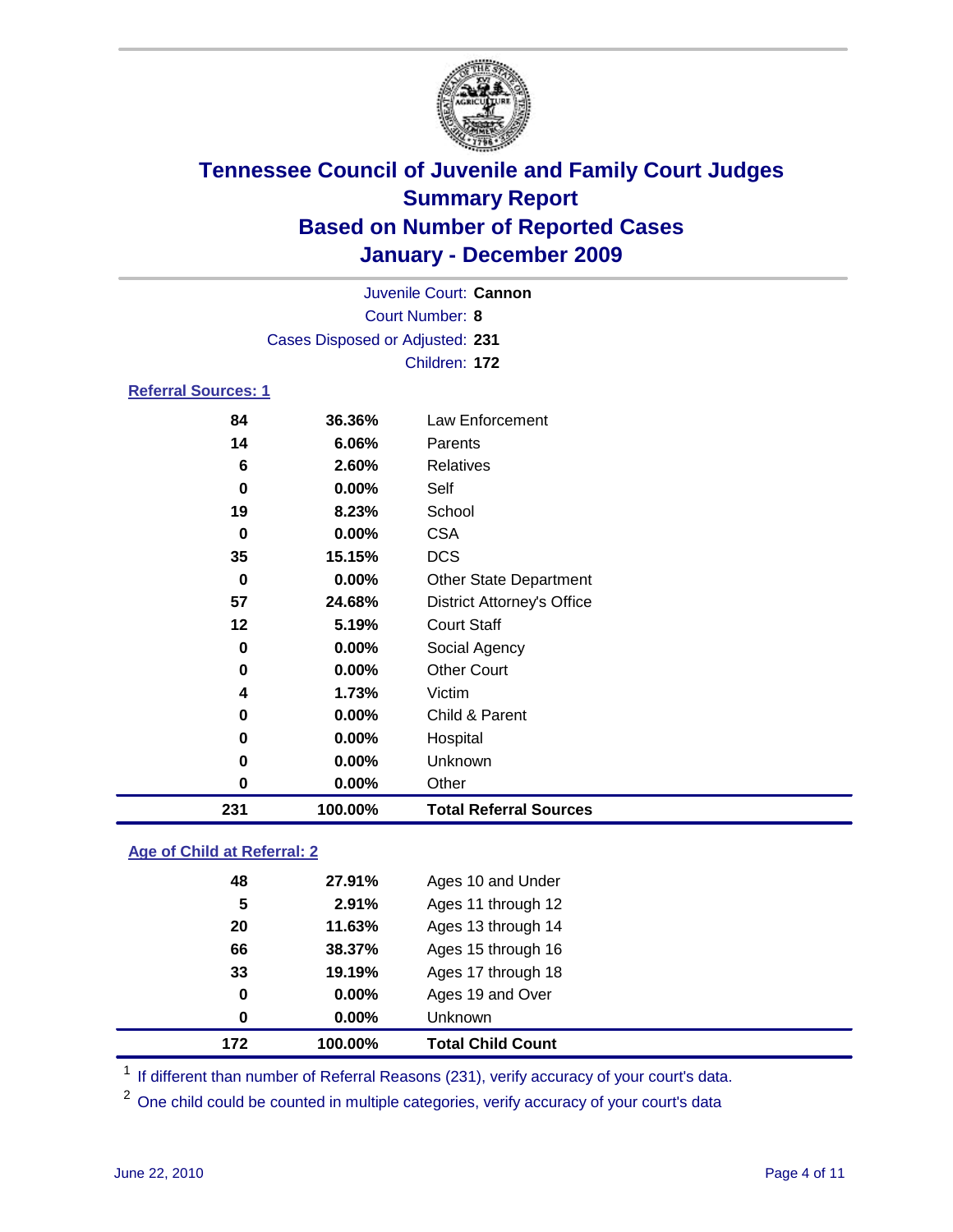# Tennessee Council of Juvenile and Family Court Judges
## Summary Report
## Based on Number of Reported Cases
## January - December 2009

Juvenile Court: **Cannon**

Court Number: **8**

Cases Disposed or Adjusted: **231**

Children: **172**

### Referral Sources: 1

| | | |
|---|---|---|
| 84 | 36.36% | Law Enforcement |
| 14 | 6.06% | Parents |
| 6 | 2.60% | Relatives |
| 0 | 0.00% | Self |
| 19 | 8.23% | School |
| 0 | 0.00% | CSA |
| 35 | 15.15% | DCS |
| 0 | 0.00% | Other State Department |
| 57 | 24.68% | District Attorney's Office |
| 12 | 5.19% | Court Staff |
| 0 | 0.00% | Social Agency |
| 0 | 0.00% | Other Court |
| 4 | 1.73% | Victim |
| 0 | 0.00% | Child & Parent |
| 0 | 0.00% | Hospital |
| 0 | 0.00% | Unknown |
| 0 | 0.00% | Other |
| **231** | **100.00%** | **Total Referral Sources** |

### Age of Child at Referral: 2

| | | |
|---|---|---|
| 48 | 27.91% | Ages 10 and Under |
| 5 | 2.91% | Ages 11 through 12 |
| 20 | 11.63% | Ages 13 through 14 |
| 66 | 38.37% | Ages 15 through 16 |
| 33 | 19.19% | Ages 17 through 18 |
| 0 | 0.00% | Ages 19 and Over |
| 0 | 0.00% | Unknown |
| **172** | **100.00%** | **Total Child Count** |

[1] If different than number of Referral Reasons (231), verify accuracy of your court's data.

[2] One child could be counted in multiple categories, verify accuracy of your court's data

June 22, 2010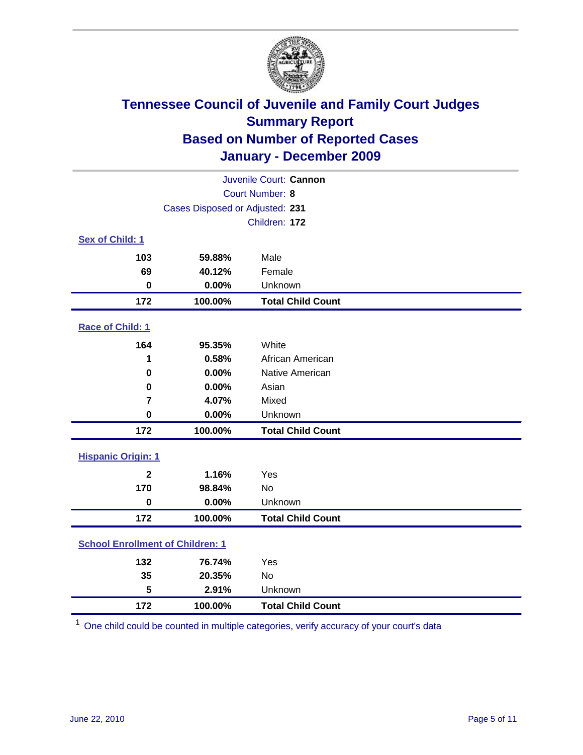# Tennessee Council of Juvenile and Family Court Judges
## Summary Report
## Based on Number of Reported Cases
## January - December 2009

Juvenile Court: **Cannon**

Court Number: **8**

Cases Disposed or Adjusted: **231**

Children: **172**

### Sex of Child: 1

| Count | Percent | Category |
|---|---|---|
| 103 | 59.88% | Male |
| 69 | 40.12% | Female |
| 0 | 0.00% | Unknown |
| **172** | **100.00%** | **Total Child Count** |

### Race of Child: 1

| Count | Percent | Category |
|---|---|---|
| 164 | 95.35% | White |
| 1 | 0.58% | African American |
| 0 | 0.00% | Native American |
| 0 | 0.00% | Asian |
| 7 | 4.07% | Mixed |
| 0 | 0.00% | Unknown |
| **172** | **100.00%** | **Total Child Count** |

### Hispanic Origin: 1

| Count | Percent | Category |
|---|---|---|
| 2 | 1.16% | Yes |
| 170 | 98.84% | No |
| 0 | 0.00% | Unknown |
| **172** | **100.00%** | **Total Child Count** |

### School Enrollment of Children: 1

| Count | Percent | Category |
|---|---|---|
| 132 | 76.74% | Yes |
| 35 | 20.35% | No |
| 5 | 2.91% | Unknown |
| **172** | **100.00%** | **Total Child Count** |

[1] One child could be counted in multiple categories, verify accuracy of your court's data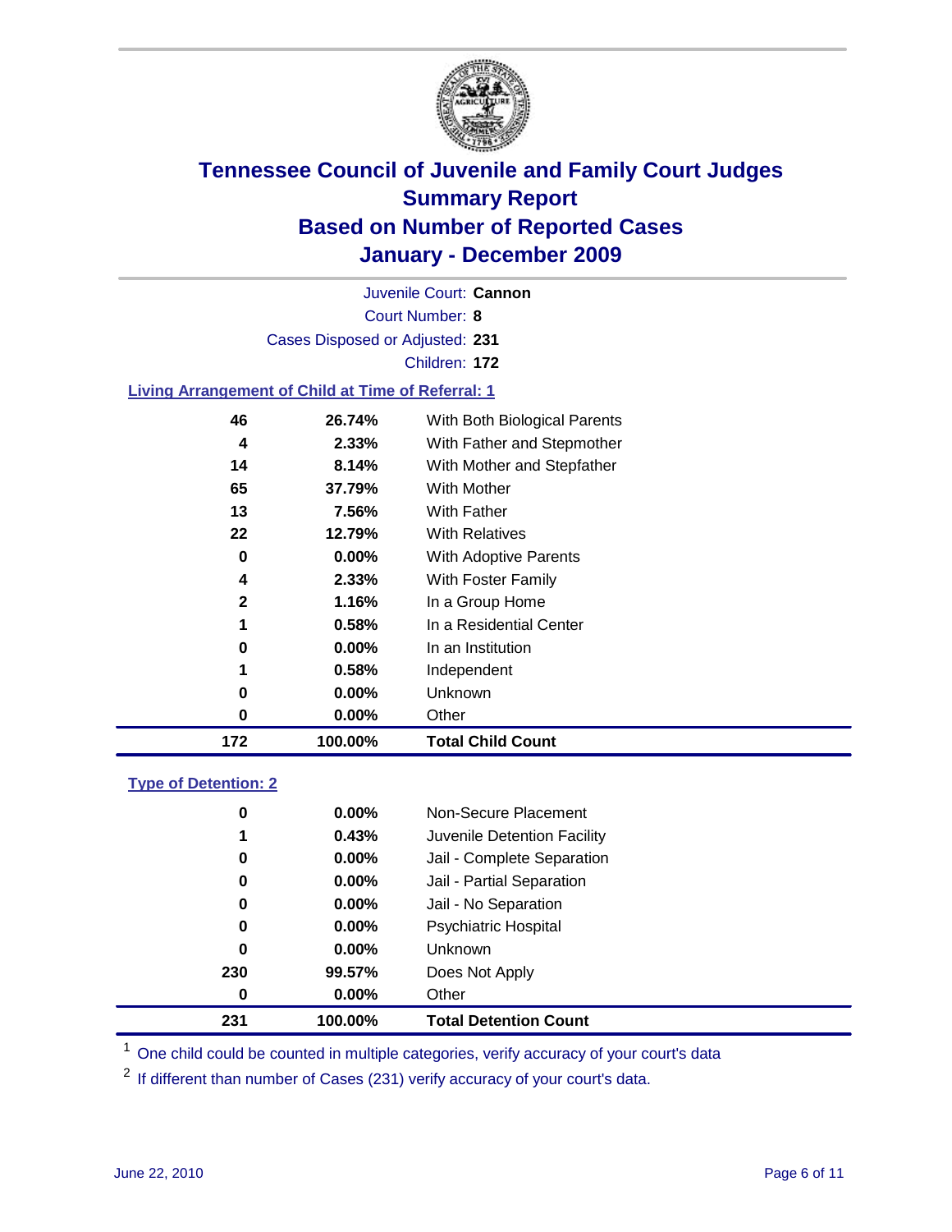# Tennessee Council of Juvenile and Family Court Judges
## Summary Report
## Based on Number of Reported Cases
## January - December 2009

Juvenile Court: **Cannon**

Court Number: **8**

Cases Disposed or Adjusted: **231**

Children: **172**

### Living Arrangement of Child at Time of Referral: 1

| Count | Percent | Category |
|---|---|---|
| 46 | 26.74% | With Both Biological Parents |
| 4 | 2.33% | With Father and Stepmother |
| 14 | 8.14% | With Mother and Stepfather |
| 65 | 37.79% | With Mother |
| 13 | 7.56% | With Father |
| 22 | 12.79% | With Relatives |
| 0 | 0.00% | With Adoptive Parents |
| 4 | 2.33% | With Foster Family |
| 2 | 1.16% | In a Group Home |
| 1 | 0.58% | In a Residential Center |
| 0 | 0.00% | In an Institution |
| 1 | 0.58% | Independent |
| 0 | 0.00% | Unknown |
| 0 | 0.00% | Other |
| **172** | **100.00%** | **Total Child Count** |

### Type of Detention: 2

| Count | Percent | Category |
|---|---|---|
| 0 | 0.00% | Non-Secure Placement |
| 1 | 0.43% | Juvenile Detention Facility |
| 0 | 0.00% | Jail - Complete Separation |
| 0 | 0.00% | Jail - Partial Separation |
| 0 | 0.00% | Jail - No Separation |
| 0 | 0.00% | Psychiatric Hospital |
| 0 | 0.00% | Unknown |
| 230 | 99.57% | Does Not Apply |
| 0 | 0.00% | Other |
| **231** | **100.00%** | **Total Detention Count** |

[1] One child could be counted in multiple categories, verify accuracy of your court's data

[2] If different than number of Cases (231) verify accuracy of your court's data.

June 22, 2010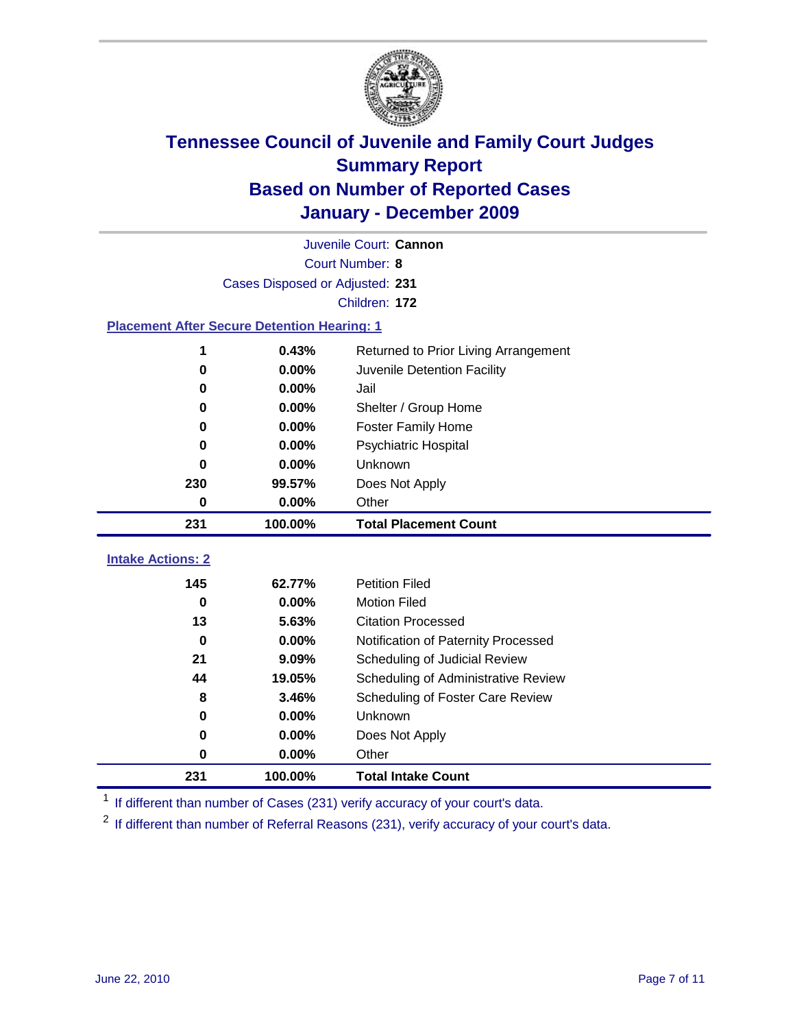# Tennessee Council of Juvenile and Family Court Judges
## Summary Report
## Based on Number of Reported Cases
## January - December 2009

Juvenile Court: **Cannon**

Court Number: **8**

Cases Disposed or Adjusted: **231**

Children: **172**

### Placement After Secure Detention Hearing: 1

| Count | Percent | Placement |
|---|---|---|
| 1 | 0.43% | Returned to Prior Living Arrangement |
| 0 | 0.00% | Juvenile Detention Facility |
| 0 | 0.00% | Jail |
| 0 | 0.00% | Shelter / Group Home |
| 0 | 0.00% | Foster Family Home |
| 0 | 0.00% | Psychiatric Hospital |
| 0 | 0.00% | Unknown |
| 230 | 99.57% | Does Not Apply |
| 0 | 0.00% | Other |
| **231** | **100.00%** | **Total Placement Count** |

### Intake Actions: 2

| Count | Percent | Intake Action |
|---|---|---|
| 145 | 62.77% | Petition Filed |
| 0 | 0.00% | Motion Filed |
| 13 | 5.63% | Citation Processed |
| 0 | 0.00% | Notification of Paternity Processed |
| 21 | 9.09% | Scheduling of Judicial Review |
| 44 | 19.05% | Scheduling of Administrative Review |
| 8 | 3.46% | Scheduling of Foster Care Review |
| 0 | 0.00% | Unknown |
| 0 | 0.00% | Does Not Apply |
| 0 | 0.00% | Other |
| **231** | **100.00%** | **Total Intake Count** |

[1] If different than number of Cases (231) verify accuracy of your court's data.

[2] If different than number of Referral Reasons (231), verify accuracy of your court's data.

June 22, 2010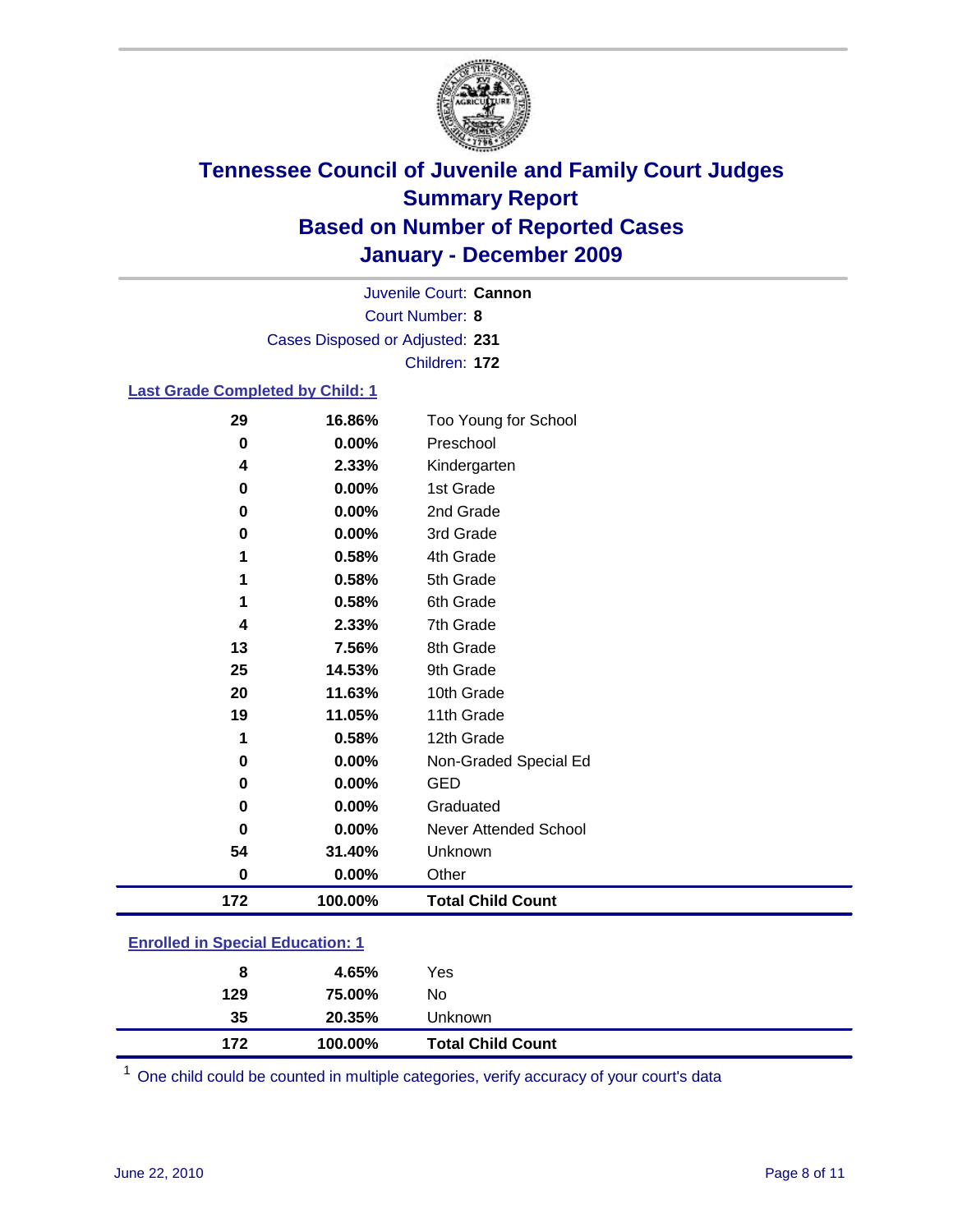# Tennessee Council of Juvenile and Family Court Judges
## Summary Report
## Based on Number of Reported Cases
## January - December 2009

Juvenile Court: **Cannon**

Court Number: **8**

Cases Disposed or Adjusted: **231**

Children: **172**

### Last Grade Completed by Child: 1

| Count | Percent | Category |
|---|---|---|
| 29 | 16.86% | Too Young for School |
| 0 | 0.00% | Preschool |
| 4 | 2.33% | Kindergarten |
| 0 | 0.00% | 1st Grade |
| 0 | 0.00% | 2nd Grade |
| 0 | 0.00% | 3rd Grade |
| 1 | 0.58% | 4th Grade |
| 1 | 0.58% | 5th Grade |
| 1 | 0.58% | 6th Grade |
| 4 | 2.33% | 7th Grade |
| 13 | 7.56% | 8th Grade |
| 25 | 14.53% | 9th Grade |
| 20 | 11.63% | 10th Grade |
| 19 | 11.05% | 11th Grade |
| 1 | 0.58% | 12th Grade |
| 0 | 0.00% | Non-Graded Special Ed |
| 0 | 0.00% | GED |
| 0 | 0.00% | Graduated |
| 0 | 0.00% | Never Attended School |
| 54 | 31.40% | Unknown |
| 0 | 0.00% | Other |
| **172** | **100.00%** | **Total Child Count** |

### Enrolled in Special Education: 1

| Count | Percent | Category |
|---|---|---|
| 8 | 4.65% | Yes |
| 129 | 75.00% | No |
| 35 | 20.35% | Unknown |
| **172** | **100.00%** | **Total Child Count** |

[1] One child could be counted in multiple categories, verify accuracy of your court's data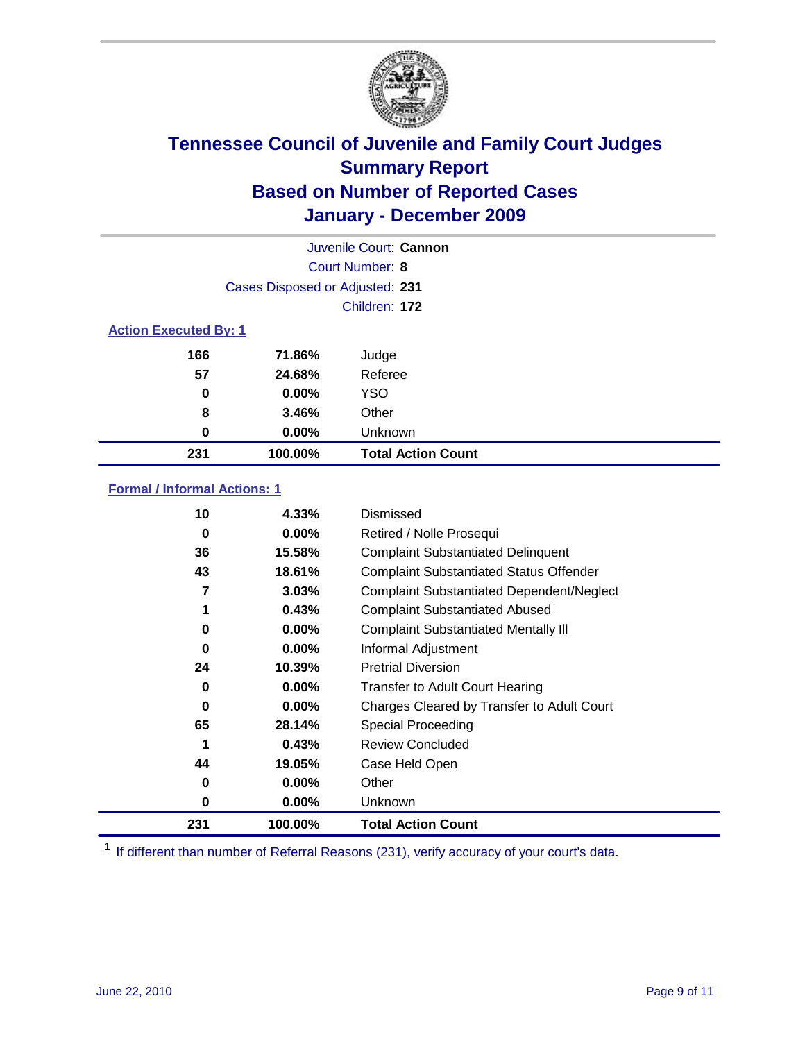# Tennessee Council of Juvenile and Family Court Judges
## Summary Report
## Based on Number of Reported Cases
## January - December 2009

Juvenile Court: **Cannon**

Court Number: **8**

Cases Disposed or Adjusted: **231**

Children: **172**

### Action Executed By: 1

| | | |
|---|---|---|
| 166 | 71.86% | Judge |
| 57 | 24.68% | Referee |
| 0 | 0.00% | YSO |
| 8 | 3.46% | Other |
| 0 | 0.00% | Unknown |
| **231** | **100.00%** | **Total Action Count** |

### Formal / Informal Actions: 1

| | | |
|---|---|---|
| 10 | 4.33% | Dismissed |
| 0 | 0.00% | Retired / Nolle Prosequi |
| 36 | 15.58% | Complaint Substantiated Delinquent |
| 43 | 18.61% | Complaint Substantiated Status Offender |
| 7 | 3.03% | Complaint Substantiated Dependent/Neglect |
| 1 | 0.43% | Complaint Substantiated Abused |
| 0 | 0.00% | Complaint Substantiated Mentally Ill |
| 0 | 0.00% | Informal Adjustment |
| 24 | 10.39% | Pretrial Diversion |
| 0 | 0.00% | Transfer to Adult Court Hearing |
| 0 | 0.00% | Charges Cleared by Transfer to Adult Court |
| 65 | 28.14% | Special Proceeding |
| 1 | 0.43% | Review Concluded |
| 44 | 19.05% | Case Held Open |
| 0 | 0.00% | Other |
| 0 | 0.00% | Unknown |
| **231** | **100.00%** | **Total Action Count** |

[1] If different than number of Referral Reasons (231), verify accuracy of your court's data.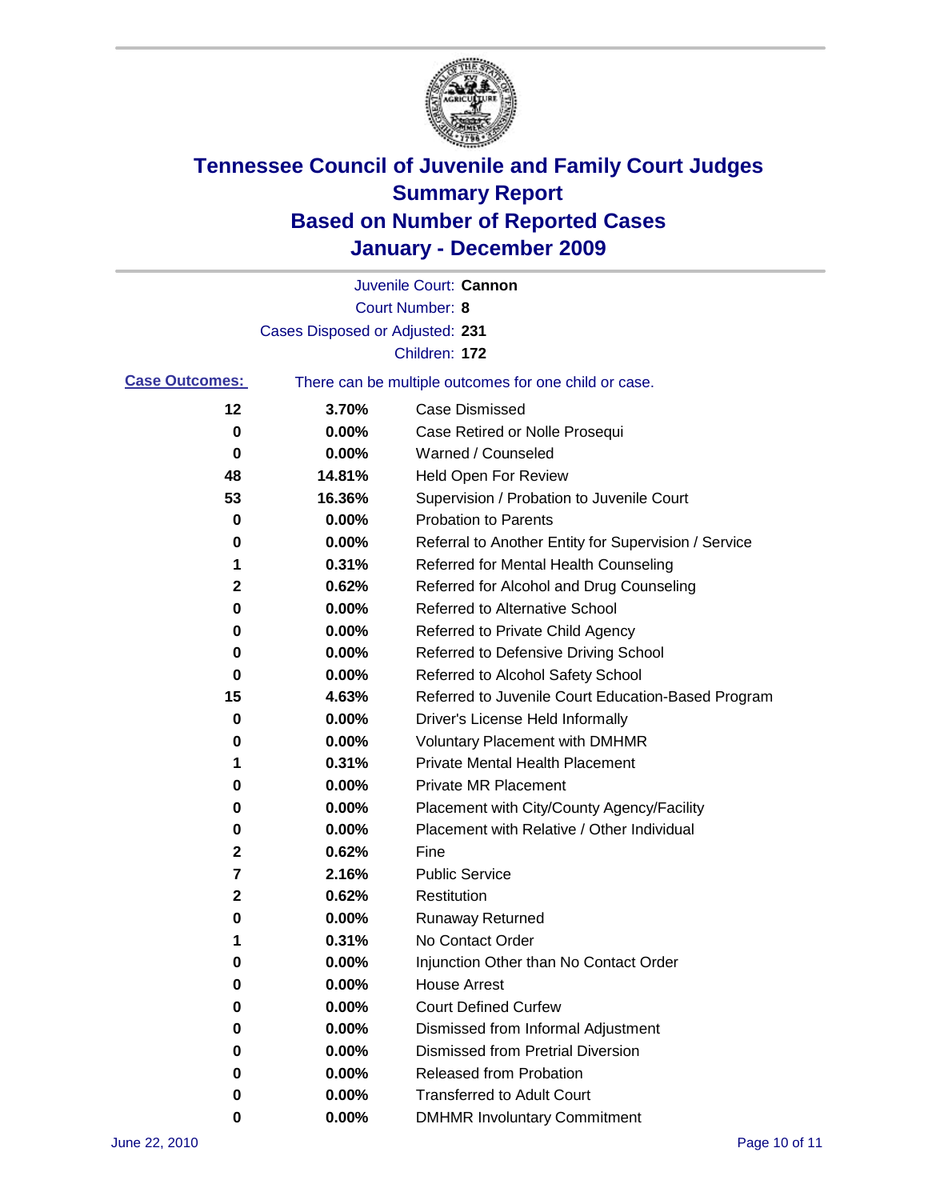# Tennessee Council of Juvenile and Family Court Judges
## Summary Report
## Based on Number of Reported Cases
## January - December 2009

Juvenile Court: **Cannon**

Court Number: **8**

Cases Disposed or Adjusted: **231**

Children: **172**

**Case Outcomes:** There can be multiple outcomes for one child or case.

| | | |
|---|---|---|
| 12 | 3.70% | Case Dismissed |
| 0 | 0.00% | Case Retired or Nolle Prosequi |
| 0 | 0.00% | Warned / Counseled |
| 48 | 14.81% | Held Open For Review |
| 53 | 16.36% | Supervision / Probation to Juvenile Court |
| 0 | 0.00% | Probation to Parents |
| 0 | 0.00% | Referral to Another Entity for Supervision / Service |
| 1 | 0.31% | Referred for Mental Health Counseling |
| 2 | 0.62% | Referred for Alcohol and Drug Counseling |
| 0 | 0.00% | Referred to Alternative School |
| 0 | 0.00% | Referred to Private Child Agency |
| 0 | 0.00% | Referred to Defensive Driving School |
| 0 | 0.00% | Referred to Alcohol Safety School |
| 15 | 4.63% | Referred to Juvenile Court Education-Based Program |
| 0 | 0.00% | Driver's License Held Informally |
| 0 | 0.00% | Voluntary Placement with DMHMR |
| 1 | 0.31% | Private Mental Health Placement |
| 0 | 0.00% | Private MR Placement |
| 0 | 0.00% | Placement with City/County Agency/Facility |
| 0 | 0.00% | Placement with Relative / Other Individual |
| 2 | 0.62% | Fine |
| 7 | 2.16% | Public Service |
| 2 | 0.62% | Restitution |
| 0 | 0.00% | Runaway Returned |
| 1 | 0.31% | No Contact Order |
| 0 | 0.00% | Injunction Other than No Contact Order |
| 0 | 0.00% | House Arrest |
| 0 | 0.00% | Court Defined Curfew |
| 0 | 0.00% | Dismissed from Informal Adjustment |
| 0 | 0.00% | Dismissed from Pretrial Diversion |
| 0 | 0.00% | Released from Probation |
| 0 | 0.00% | Transferred to Adult Court |
| 0 | 0.00% | DMHMR Involuntary Commitment |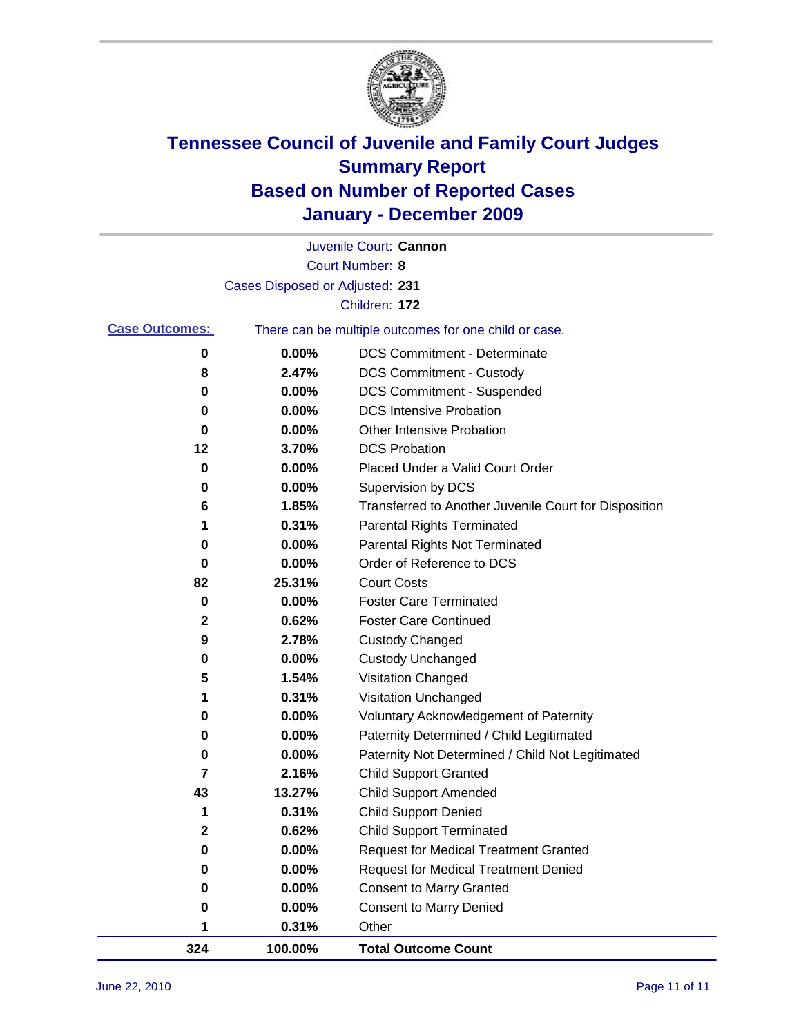# Tennessee Council of Juvenile and Family Court Judges
## Summary Report
## Based on Number of Reported Cases
## January - December 2009

Juvenile Court: **Cannon**

Court Number: **8**

Cases Disposed or Adjusted: **231**

Children: **172**

**Case Outcomes:** There can be multiple outcomes for one child or case.

| | | |
|---|---|---|
| 0 | 0.00% | DCS Commitment - Determinate |
| 8 | 2.47% | DCS Commitment - Custody |
| 0 | 0.00% | DCS Commitment - Suspended |
| 0 | 0.00% | DCS Intensive Probation |
| 0 | 0.00% | Other Intensive Probation |
| 12 | 3.70% | DCS Probation |
| 0 | 0.00% | Placed Under a Valid Court Order |
| 0 | 0.00% | Supervision by DCS |
| 6 | 1.85% | Transferred to Another Juvenile Court for Disposition |
| 1 | 0.31% | Parental Rights Terminated |
| 0 | 0.00% | Parental Rights Not Terminated |
| 0 | 0.00% | Order of Reference to DCS |
| 82 | 25.31% | Court Costs |
| 0 | 0.00% | Foster Care Terminated |
| 2 | 0.62% | Foster Care Continued |
| 9 | 2.78% | Custody Changed |
| 0 | 0.00% | Custody Unchanged |
| 5 | 1.54% | Visitation Changed |
| 1 | 0.31% | Visitation Unchanged |
| 0 | 0.00% | Voluntary Acknowledgement of Paternity |
| 0 | 0.00% | Paternity Determined / Child Legitimated |
| 0 | 0.00% | Paternity Not Determined / Child Not Legitimated |
| 7 | 2.16% | Child Support Granted |
| 43 | 13.27% | Child Support Amended |
| 1 | 0.31% | Child Support Denied |
| 2 | 0.62% | Child Support Terminated |
| 0 | 0.00% | Request for Medical Treatment Granted |
| 0 | 0.00% | Request for Medical Treatment Denied |
| 0 | 0.00% | Consent to Marry Granted |
| 0 | 0.00% | Consent to Marry Denied |
| 1 | 0.31% | Other |
| **324** | **100.00%** | **Total Outcome Count** |

June 22, 2010